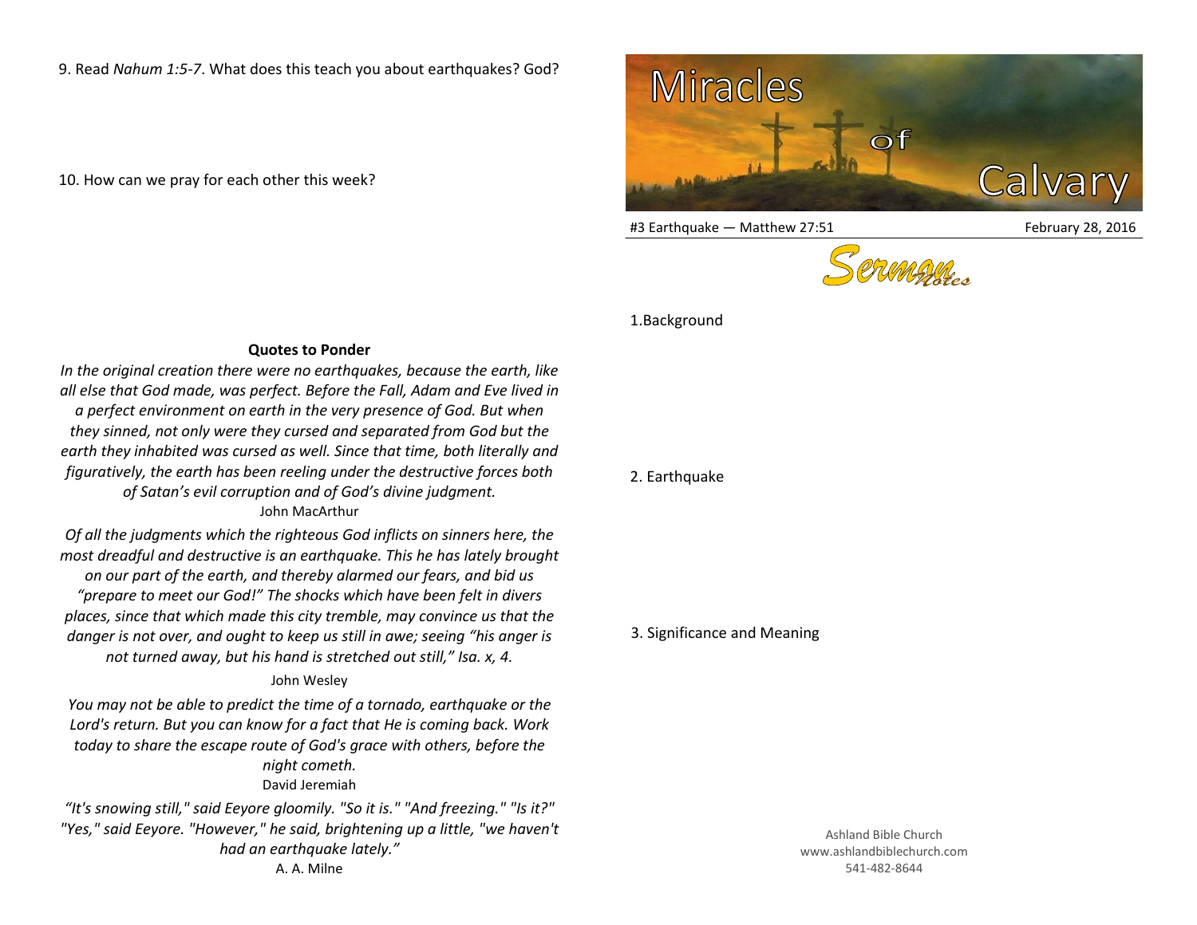9. Read *Nahum 1:5-7*. What does this teach you about earthquakes? God?

10. How can we pray for each other this week?

**Quotes to Ponder**

*In the original creation there were no earthquakes, because the earth, like all else that God made, was perfect. Before the Fall, Adam and Eve lived in a perfect environment on earth in the very presence of God. But when they sinned, not only were they cursed and separated from God but the earth they inhabited was cursed as well. Since that time, both literally and figuratively, the earth has been reeling under the destructive forces both of Satan's evil corruption and of God's divine judgment.*

John MacArthur

*Of all the judgments which the righteous God inflicts on sinners here, the most dreadful and destructive is an earthquake. This he has lately brought on our part of the earth, and thereby alarmed our fears, and bid us "prepare to meet our God!" The shocks which have been felt in divers places, since that which made this city tremble, may convince us that the danger is not over, and ought to keep us still in awe; seeing "his anger is not turned away, but his hand is stretched out still," Isa. x, 4.*

John Wesley

*You may not be able to predict the time of a tornado, earthquake or the Lord's return. But you can know for a fact that He is coming back. Work today to share the escape route of God's grace with others, before the night cometh.*

David Jeremiah

*"It's snowing still," said Eeyore gloomily. "So it is." "And freezing." "Is it?" "Yes," said Eeyore. "However," he said, brightening up a little, "we haven't had an earthquake lately."*

A. A. Milne

# Miracles of Calvary

#3 Earthquake — Matthew 27:51 February 28, 2016

Sermon Notes

1. Background

2. Earthquake

3. Significance and Meaning

Ashland Bible Church
www.ashlandbiblechurch.com
541-482-8644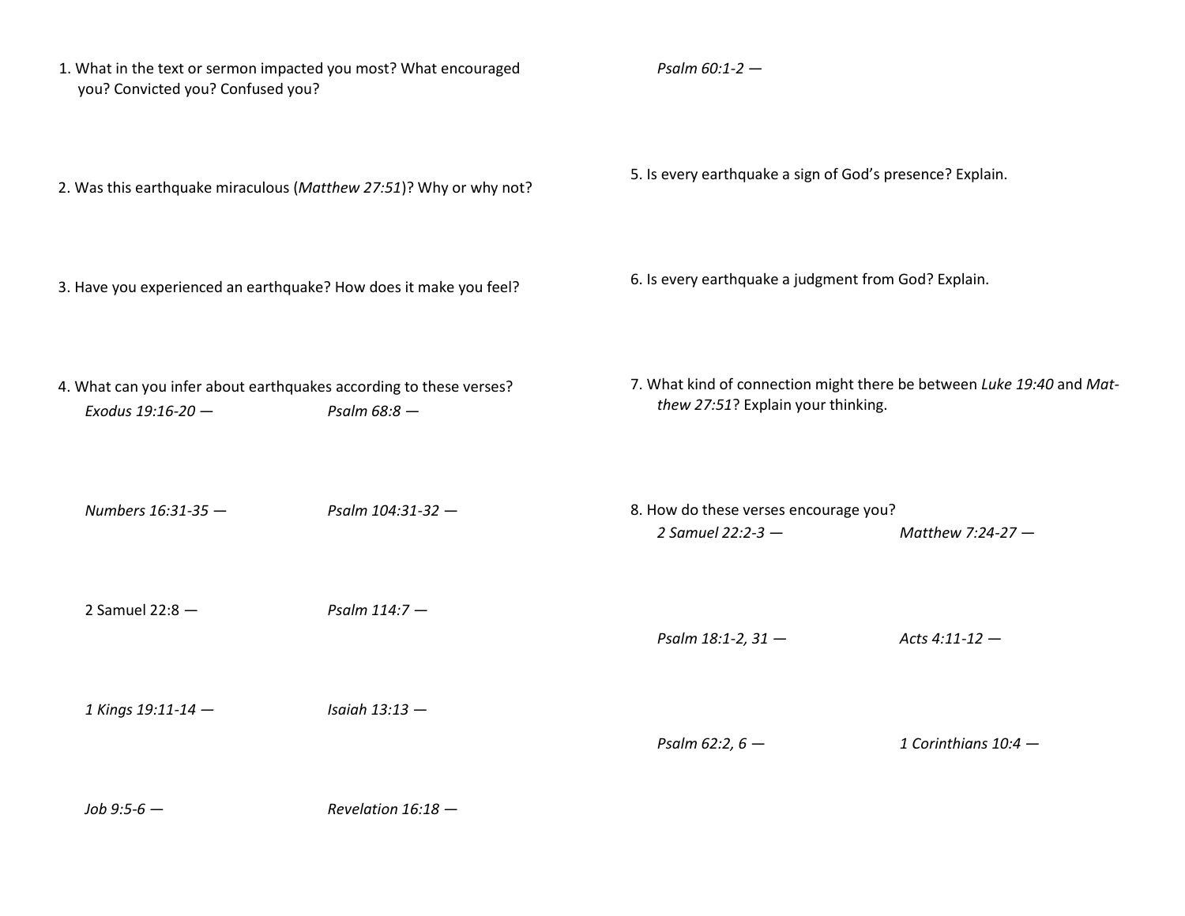1. What in the text or sermon impacted you most? What encouraged you? Convicted you? Confused you?

2. Was this earthquake miraculous (*Matthew 27:51*)? Why or why not?

3. Have you experienced an earthquake? How does it make you feel?

4. What can you infer about earthquakes according to these verses?

   *Exodus 19:16-20 —*

   *Numbers 16:31-35 —*

   2 Samuel 22:8 —

   *1 Kings 19:11-14 —*

   *Job 9:5-6 —*

   *Psalm 60:1-2 —*

   *Psalm 68:8 —*

   *Psalm 104:31-32 —*

   *Psalm 114:7 —*

   *Isaiah 13:13 —*

   *Revelation 16:18 —*

5. Is every earthquake a sign of God's presence? Explain.

6. Is every earthquake a judgment from God? Explain.

7. What kind of connection might there be between *Luke 19:40* and *Matthew 27:51*? Explain your thinking.

8. How do these verses encourage you?

   *2 Samuel 22:2-3 —*

   *Psalm 18:1-2, 31 —*

   *Psalm 62:2, 6 —*

   *Matthew 7:24-27 —*

   *Acts 4:11-12 —*

   *1 Corinthians 10:4 —*